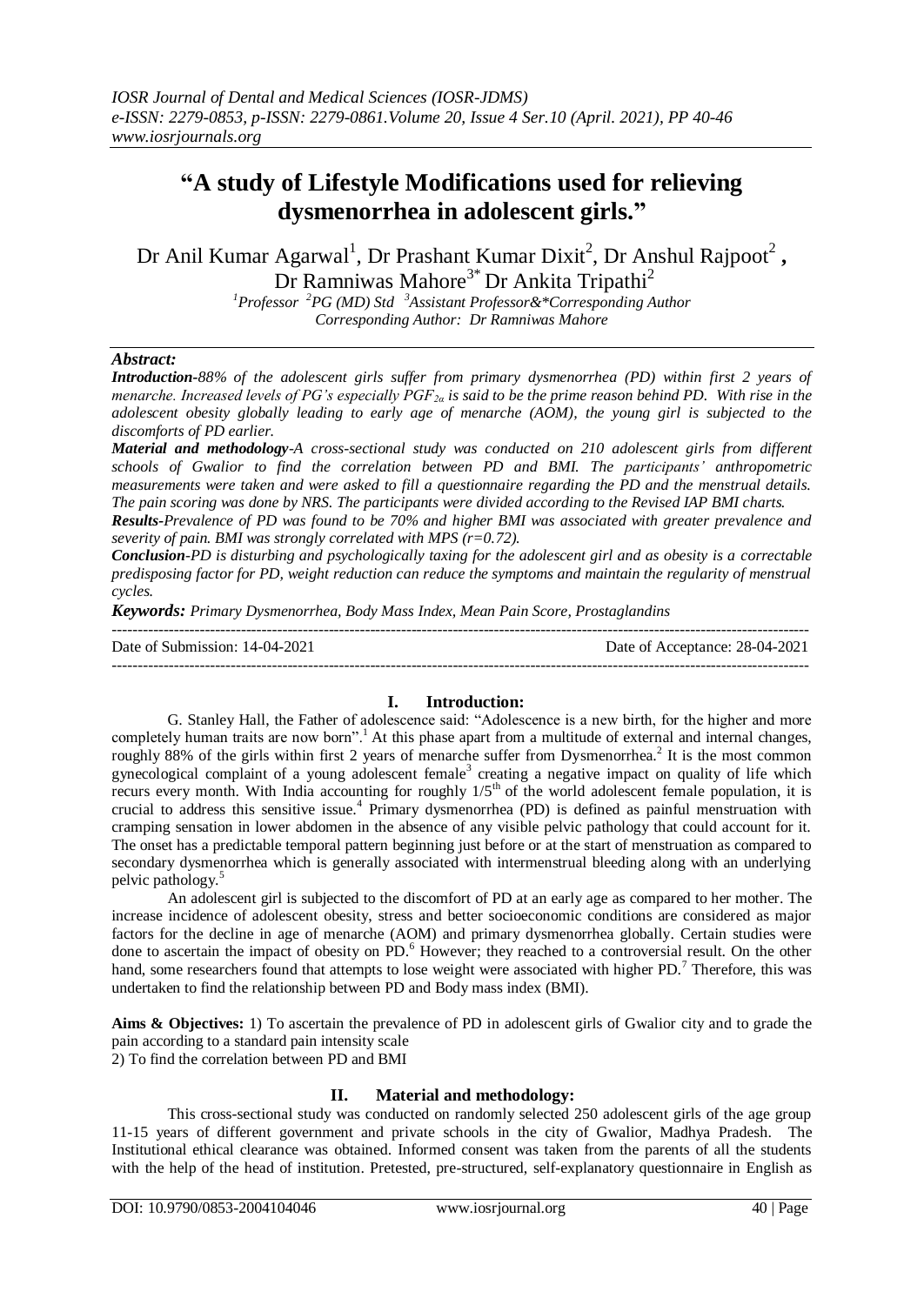# "A study of Lifestyle Modifications used for relieving dysmenorrhea in adolescent girls."

Dr Anil Kumar Agarwal[1], Dr Prashant Kumar Dixit[2], Dr Anshul Rajpoot[2], Dr Ramniwas Mahore[3*] Dr Ankita Tripathi[2]

[1]Professor [2]PG (MD) Std [3]Assistant Professor&*Corresponding Author
Corresponding Author: Dr Ramniwas Mahore

## Abstract:

***Introduction***-*88% of the adolescent girls suffer from primary dysmenorrhea (PD) within first 2 years of menarche. Increased levels of PG's especially $PGF_{2\alpha}$ is said to be the prime reason behind PD. With rise in the adolescent obesity globally leading to early age of menarche (AOM), the young girl is subjected to the discomforts of PD earlier.*

***Material and methodology***-*A cross-sectional study was conducted on 210 adolescent girls from different schools of Gwalior to find the correlation between PD and BMI. The participants' anthropometric measurements were taken and were asked to fill a questionnaire regarding the PD and the menstrual details. The pain scoring was done by NRS. The participants were divided according to the Revised IAP BMI charts.*

***Results***-*Prevalence of PD was found to be 70% and higher BMI was associated with greater prevalence and severity of pain. BMI was strongly correlated with MPS (r=0.72).*

***Conclusion***-*PD is disturbing and psychologically taxing for the adolescent girl and as obesity is a correctable predisposing factor for PD, weight reduction can reduce the symptoms and maintain the regularity of menstrual cycles.*

***Keywords:*** *Primary Dysmenorrhea, Body Mass Index, Mean Pain Score, Prostaglandins*

---

Date of Submission: 14-04-2021 | Date of Acceptance: 28-04-2021

---

## I. Introduction:

G. Stanley Hall, the Father of adolescence said: "Adolescence is a new birth, for the higher and more completely human traits are now born".[1] At this phase apart from a multitude of external and internal changes, roughly 88% of the girls within first 2 years of menarche suffer from Dysmenorrhea.[2] It is the most common gynecological complaint of a young adolescent female[3] creating a negative impact on quality of life which recurs every month. With India accounting for roughly $1/5^{th}$ of the world adolescent female population, it is crucial to address this sensitive issue.[4] Primary dysmenorrhea (PD) is defined as painful menstruation with cramping sensation in lower abdomen in the absence of any visible pelvic pathology that could account for it. The onset has a predictable temporal pattern beginning just before or at the start of menstruation as compared to secondary dysmenorrhea which is generally associated with intermenstrual bleeding along with an underlying pelvic pathology.[5]

An adolescent girl is subjected to the discomfort of PD at an early age as compared to her mother. The increase incidence of adolescent obesity, stress and better socioeconomic conditions are considered as major factors for the decline in age of menarche (AOM) and primary dysmenorrhea globally. Certain studies were done to ascertain the impact of obesity on PD.[6] However; they reached to a controversial result. On the other hand, some researchers found that attempts to lose weight were associated with higher PD.[7] Therefore, this was undertaken to find the relationship between PD and Body mass index (BMI).

**Aims & Objectives:** 1) To ascertain the prevalence of PD in adolescent girls of Gwalior city and to grade the pain according to a standard pain intensity scale
2) To find the correlation between PD and BMI

## II. Material and methodology:

This cross-sectional study was conducted on randomly selected 250 adolescent girls of the age group 11-15 years of different government and private schools in the city of Gwalior, Madhya Pradesh. The Institutional ethical clearance was obtained. Informed consent was taken from the parents of all the students with the help of the head of institution. Pretested, pre-structured, self-explanatory questionnaire in English as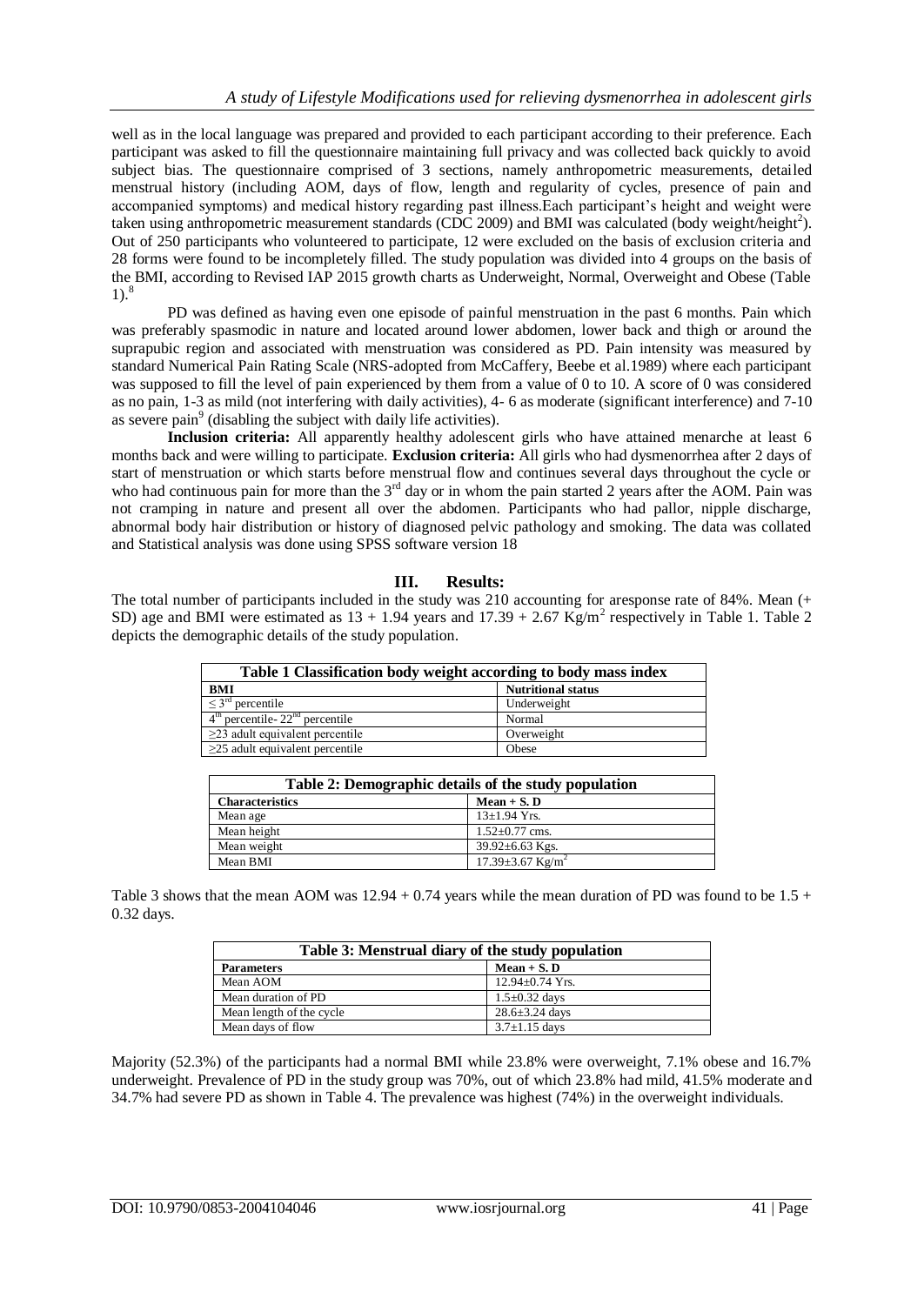well as in the local language was prepared and provided to each participant according to their preference. Each participant was asked to fill the questionnaire maintaining full privacy and was collected back quickly to avoid subject bias. The questionnaire comprised of 3 sections, namely anthropometric measurements, detailed menstrual history (including AOM, days of flow, length and regularity of cycles, presence of pain and accompanied symptoms) and medical history regarding past illness.Each participant's height and weight were taken using anthropometric measurement standards (CDC 2009) and BMI was calculated (body weight/height$^2$). Out of 250 participants who volunteered to participate, 12 were excluded on the basis of exclusion criteria and 28 forms were found to be incompletely filled. The study population was divided into 4 groups on the basis of the BMI, according to Revised IAP 2015 growth charts as Underweight, Normal, Overweight and Obese (Table 1).[8]

PD was defined as having even one episode of painful menstruation in the past 6 months. Pain which was preferably spasmodic in nature and located around lower abdomen, lower back and thigh or around the suprapubic region and associated with menstruation was considered as PD. Pain intensity was measured by standard Numerical Pain Rating Scale (NRS-adopted from McCaffery, Beebe et al.1989) where each participant was supposed to fill the level of pain experienced by them from a value of 0 to 10. A score of 0 was considered as no pain, 1-3 as mild (not interfering with daily activities), 4- 6 as moderate (significant interference) and 7-10 as severe pain[9] (disabling the subject with daily life activities).

**Inclusion criteria:** All apparently healthy adolescent girls who have attained menarche at least 6 months back and were willing to participate. **Exclusion criteria:** All girls who had dysmenorrhea after 2 days of start of menstruation or which starts before menstrual flow and continues several days throughout the cycle or who had continuous pain for more than the 3$^{rd}$ day or in whom the pain started 2 years after the AOM. Pain was not cramping in nature and present all over the abdomen. Participants who had pallor, nipple discharge, abnormal body hair distribution or history of diagnosed pelvic pathology and smoking. The data was collated and Statistical analysis was done using SPSS software version 18

## III. Results:

The total number of participants included in the study was 210 accounting for aresponse rate of 84%. Mean (+ SD) age and BMI were estimated as 13 + 1.94 years and 17.39 + 2.67 Kg/m$^2$ respectively in Table 1. Table 2 depicts the demographic details of the study population.

**Table 1 Classification body weight according to body mass index**

| BMI | Nutritional status |
|---|---|
| ≤ 3$^{rd}$ percentile | Underweight |
| 4$^{th}$ percentile- 22$^{nd}$ percentile | Normal |
| ≥23 adult equivalent percentile | Overweight |
| ≥25 adult equivalent percentile | Obese |

**Table 2: Demographic details of the study population**

| Characteristics | Mean + S. D |
|---|---|
| Mean age | 13±1.94 Yrs. |
| Mean height | 1.52±0.77 cms. |
| Mean weight | 39.92±6.63 Kgs. |
| Mean BMI | 17.39±3.67 Kg/m$^2$ |

Table 3 shows that the mean AOM was 12.94 + 0.74 years while the mean duration of PD was found to be 1.5 + 0.32 days.

**Table 3: Menstrual diary of the study population**

| Parameters | Mean + S. D |
|---|---|
| Mean AOM | 12.94±0.74 Yrs. |
| Mean duration of PD | 1.5±0.32 days |
| Mean length of the cycle | 28.6±3.24 days |
| Mean days of flow | 3.7±1.15 days |

Majority (52.3%) of the participants had a normal BMI while 23.8% were overweight, 7.1% obese and 16.7% underweight. Prevalence of PD in the study group was 70%, out of which 23.8% had mild, 41.5% moderate and 34.7% had severe PD as shown in Table 4. The prevalence was highest (74%) in the overweight individuals.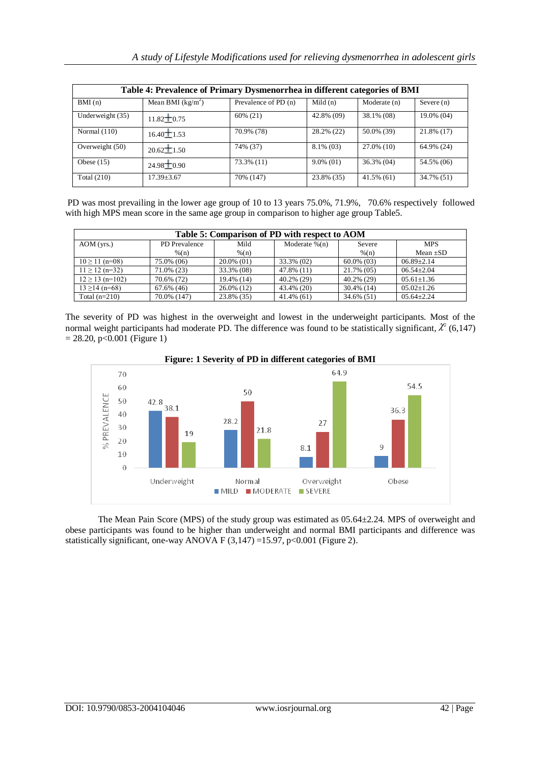| Table 4: Prevalence of Primary Dysmenorrhea in different categories of BMI | | | | | |
|---|---|---|---|---|---|
| BMI (n) | Mean BMI (kg/m$^2$) | Prevalence of PD (n) | Mild (n) | Moderate (n) | Severe (n) |
| Underweight (35) | 11.82±0.75 | 60% (21) | 42.8% (09) | 38.1% (08) | 19.0% (04) |
| Normal (110) | 16.40±1.53 | 70.9% (78) | 28.2% (22) | 50.0% (39) | 21.8% (17) |
| Overweight (50) | 20.62±1.50 | 74% (37) | 8.1% (03) | 27.0% (10) | 64.9% (24) |
| Obese (15) | 24.98±0.90 | 73.3% (11) | 9.0% (01) | 36.3% (04) | 54.5% (06) |
| Total (210) | 17.39±3.67 | 70% (147) | 23.8% (35) | 41.5% (61) | 34.7% (51) |

PD was most prevailing in the lower age group of 10 to 13 years 75.0%, 71.9%, 70.6% respectively followed with high MPS mean score in the same age group in comparison to higher age group Table5.

| Table 5: Comparison of PD with respect to AOM | | | | | |
|---|---|---|---|---|---|
| AOM (yrs.) | PD Prevalence %(n) | Mild %(n) | Moderate %(n) | Severe %(n) | MPS Mean ±SD |
| 10 ≥ 11 (n=08) | 75.0% (06) | 20.0% (01) | 33.3% (02) | 60.0% (03) | 06.89±2.14 |
| 11 ≥ 12 (n=32) | 71.0% (23) | 33.3% (08) | 47.8% (11) | 21.7% (05) | 06.54±2.04 |
| 12 ≥ 13 (n=102) | 70.6% (72) | 19.4% (14) | 40.2% (29) | 40.2% (29) | 05.61±1.36 |
| 13 ≥14 (n=68) | 67.6% (46) | 26.0% (12) | 43.4% (20) | 30.4% (14) | 05.02±1.26 |
| Total (n=210) | 70.0% (147) | 23.8% (35) | 41.4% (61) | 34.6% (51) | 05.64±2.24 |

The severity of PD was highest in the overweight and lowest in the underweight participants. Most of the normal weight participants had moderate PD. The difference was found to be statistically significant, $\chi^2$ (6,147) = 28.20, p<0.001 (Figure 1)

**Figure: 1 Severity of PD in different categories of BMI**

The Mean Pain Score (MPS) of the study group was estimated as 05.64±2.24. MPS of overweight and obese participants was found to be higher than underweight and normal BMI participants and difference was statistically significant, one-way ANOVA F (3,147) =15.97, p<0.001 (Figure 2).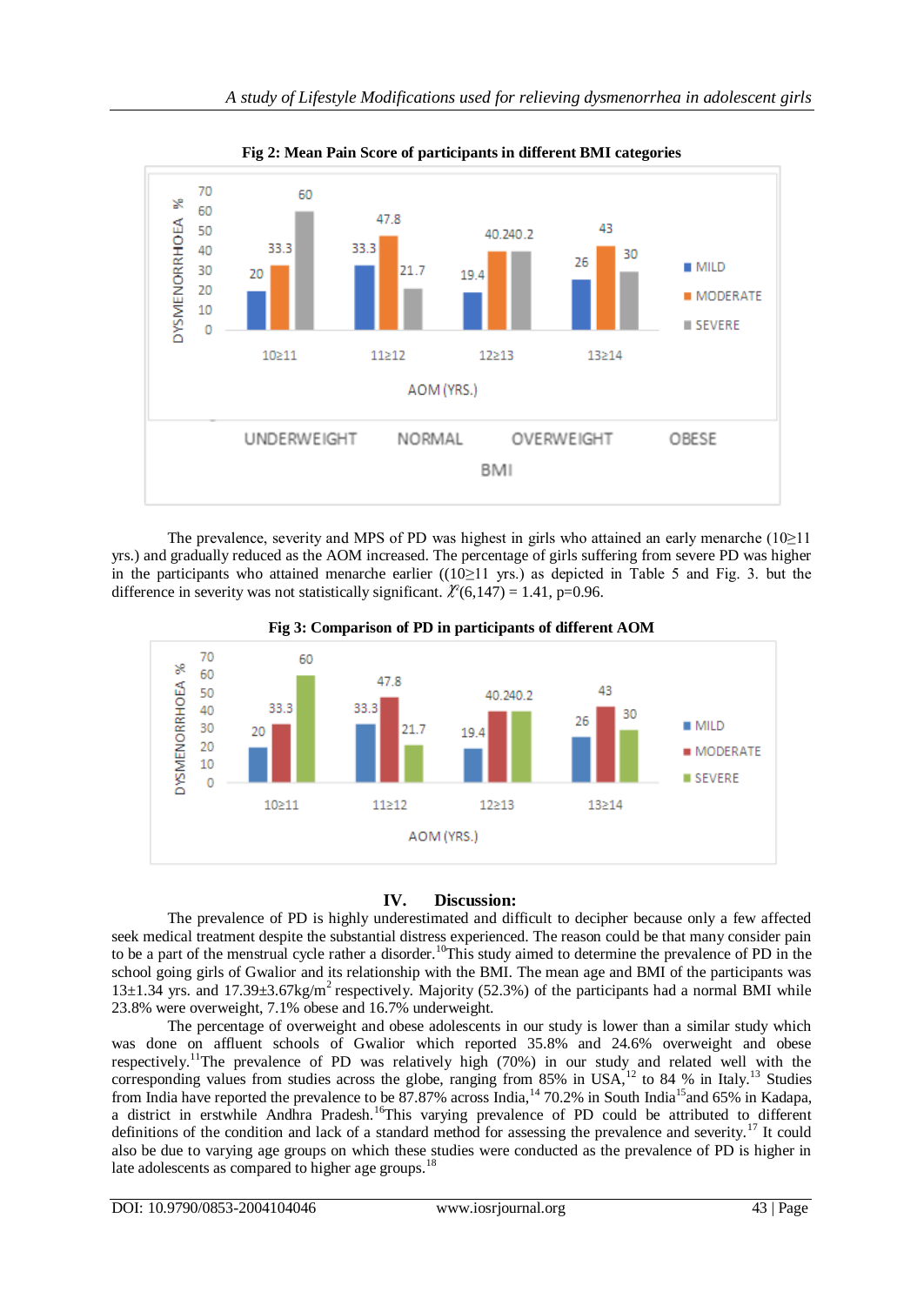**Fig 2: Mean Pain Score of participants in different BMI categories**

The prevalence, severity and MPS of PD was highest in girls who attained an early menarche (10≥11 yrs.) and gradually reduced as the AOM increased. The percentage of girls suffering from severe PD was higher in the participants who attained menarche earlier ((10≥11 yrs.) as depicted in Table 5 and Fig. 3. but the difference in severity was not statistically significant. $\chi^2(6,147) = 1.41$, p=0.96.

**Fig 3: Comparison of PD in participants of different AOM**

## IV. Discussion:

The prevalence of PD is highly underestimated and difficult to decipher because only a few affected seek medical treatment despite the substantial distress experienced. The reason could be that many consider pain to be a part of the menstrual cycle rather a disorder.[10]This study aimed to determine the prevalence of PD in the school going girls of Gwalior and its relationship with the BMI. The mean age and BMI of the participants was 13±1.34 yrs. and 17.39±3.67kg/$m^2$ respectively. Majority (52.3%) of the participants had a normal BMI while 23.8% were overweight, 7.1% obese and 16.7% underweight.

The percentage of overweight and obese adolescents in our study is lower than a similar study which was done on affluent schools of Gwalior which reported 35.8% and 24.6% overweight and obese respectively.[11]The prevalence of PD was relatively high (70%) in our study and related well with the corresponding values from studies across the globe, ranging from 85% in USA,[12] to 84 % in Italy.[13] Studies from India have reported the prevalence to be 87.87% across India,[14] 70.2% in South India[15]and 65% in Kadapa, a district in erstwhile Andhra Pradesh.[16]This varying prevalence of PD could be attributed to different definitions of the condition and lack of a standard method for assessing the prevalence and severity.[17] It could also be due to varying age groups on which these studies were conducted as the prevalence of PD is higher in late adolescents as compared to higher age groups.[18]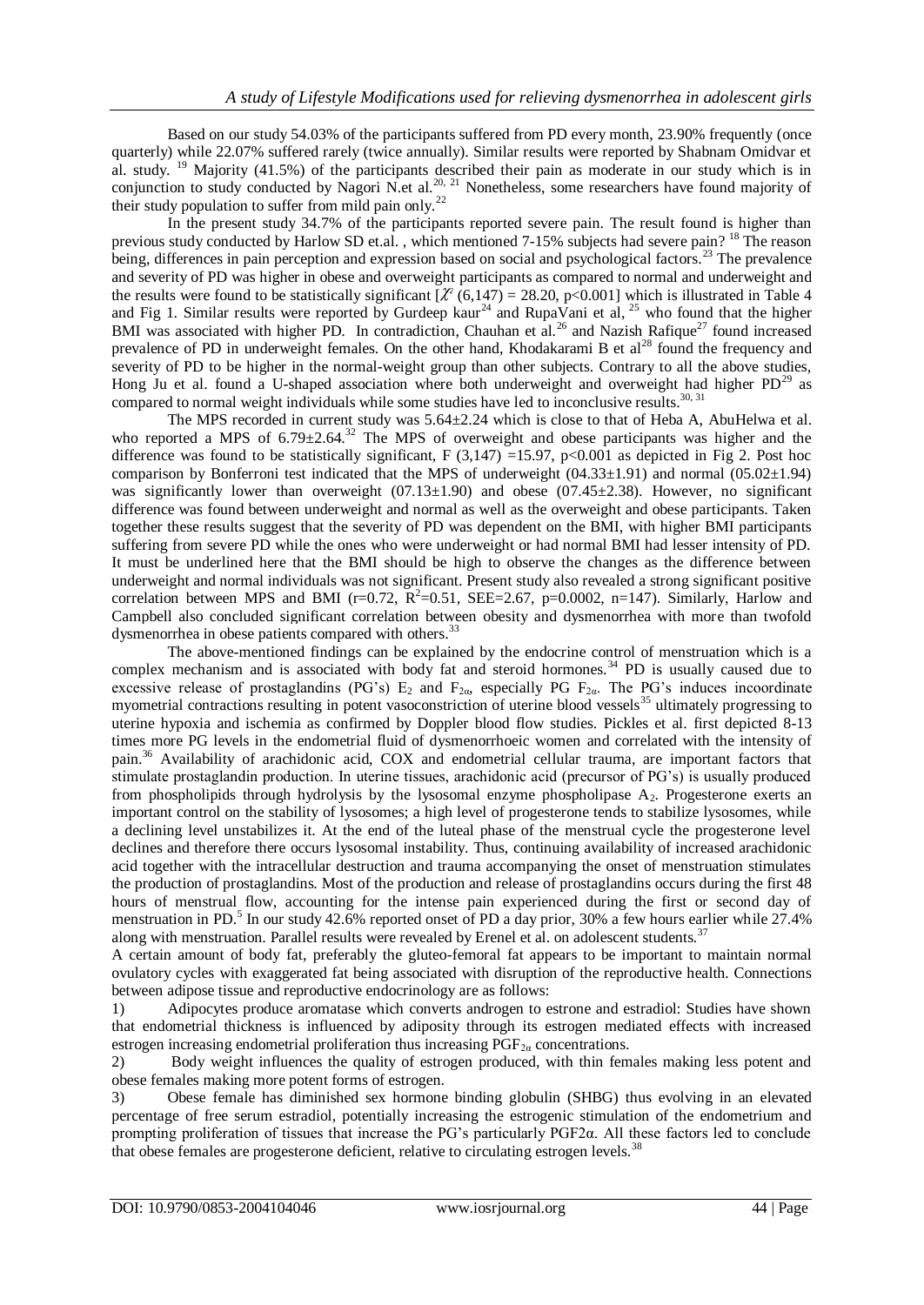Based on our study 54.03% of the participants suffered from PD every month, 23.90% frequently (once quarterly) while 22.07% suffered rarely (twice annually). Similar results were reported by Shabnam Omidvar et al. study. [19] Majority (41.5%) of the participants described their pain as moderate in our study which is in conjunction to study conducted by Nagori N.et al.[20, 21] Nonetheless, some researchers have found majority of their study population to suffer from mild pain only.[22]

In the present study 34.7% of the participants reported severe pain. The result found is higher than previous study conducted by Harlow SD et.al. , which mentioned 7-15% subjects had severe pain? [18] The reason being, differences in pain perception and expression based on social and psychological factors.[23] The prevalence and severity of PD was higher in obese and overweight participants as compared to normal and underweight and the results were found to be statistically significant [$\chi^2$ (6,147) = 28.20, p<0.001] which is illustrated in Table 4 and Fig 1. Similar results were reported by Gurdeep kaur[24] and RupaVani et al, [25] who found that the higher BMI was associated with higher PD. In contradiction, Chauhan et al.[26] and Nazish Rafique[27] found increased prevalence of PD in underweight females. On the other hand, Khodakarami B et al[28] found the frequency and severity of PD to be higher in the normal-weight group than other subjects. Contrary to all the above studies, Hong Ju et al. found a U-shaped association where both underweight and overweight had higher PD[29] as compared to normal weight individuals while some studies have led to inconclusive results.[30, 31]

The MPS recorded in current study was 5.64±2.24 which is close to that of Heba A, AbuHelwa et al. who reported a MPS of 6.79±2.64.[32] The MPS of overweight and obese participants was higher and the difference was found to be statistically significant, F (3,147) =15.97, p<0.001 as depicted in Fig 2. Post hoc comparison by Bonferroni test indicated that the MPS of underweight (04.33±1.91) and normal (05.02±1.94) was significantly lower than overweight (07.13±1.90) and obese (07.45±2.38). However, no significant difference was found between underweight and normal as well as the overweight and obese participants. Taken together these results suggest that the severity of PD was dependent on the BMI, with higher BMI participants suffering from severe PD while the ones who were underweight or had normal BMI had lesser intensity of PD. It must be underlined here that the BMI should be high to observe the changes as the difference between underweight and normal individuals was not significant. Present study also revealed a strong significant positive correlation between MPS and BMI (r=0.72, $R^2$=0.51, SEE=2.67, p=0.0002, n=147). Similarly, Harlow and Campbell also concluded significant correlation between obesity and dysmenorrhea with more than twofold dysmenorrhea in obese patients compared with others.[33]

The above-mentioned findings can be explained by the endocrine control of menstruation which is a complex mechanism and is associated with body fat and steroid hormones.[34] PD is usually caused due to excessive release of prostaglandins (PG's) $E_2$ and $F_{2\alpha}$, especially PG $F_{2\alpha}$. The PG's induces incoordinate myometrial contractions resulting in potent vasoconstriction of uterine blood vessels[35] ultimately progressing to uterine hypoxia and ischemia as confirmed by Doppler blood flow studies. Pickles et al. first depicted 8-13 times more PG levels in the endometrial fluid of dysmenorrhoeic women and correlated with the intensity of pain.[36] Availability of arachidonic acid, COX and endometrial cellular trauma, are important factors that stimulate prostaglandin production. In uterine tissues, arachidonic acid (precursor of PG's) is usually produced from phospholipids through hydrolysis by the lysosomal enzyme phospholipase $A_2$. Progesterone exerts an important control on the stability of lysosomes; a high level of progesterone tends to stabilize lysosomes, while a declining level unstabilizes it. At the end of the luteal phase of the menstrual cycle the progesterone level declines and therefore there occurs lysosomal instability. Thus, continuing availability of increased arachidonic acid together with the intracellular destruction and trauma accompanying the onset of menstruation stimulates the production of prostaglandins. Most of the production and release of prostaglandins occurs during the first 48 hours of menstrual flow, accounting for the intense pain experienced during the first or second day of menstruation in PD.[5] In our study 42.6% reported onset of PD a day prior, 30% a few hours earlier while 27.4% along with menstruation. Parallel results were revealed by Erenel et al. on adolescent students.[37]

A certain amount of body fat, preferably the gluteo-femoral fat appears to be important to maintain normal ovulatory cycles with exaggerated fat being associated with disruption of the reproductive health. Connections between adipose tissue and reproductive endocrinology are as follows:

1) Adipocytes produce aromatase which converts androgen to estrone and estradiol: Studies have shown that endometrial thickness is influenced by adiposity through its estrogen mediated effects with increased estrogen increasing endometrial proliferation thus increasing $PGF_{2\alpha}$ concentrations.
2) Body weight influences the quality of estrogen produced, with thin females making less potent and obese females making more potent forms of estrogen.
3) Obese female has diminished sex hormone binding globulin (SHBG) thus evolving in an elevated percentage of free serum estradiol, potentially increasing the estrogenic stimulation of the endometrium and prompting proliferation of tissues that increase the PG's particularly PGF2α. All these factors led to conclude that obese females are progesterone deficient, relative to circulating estrogen levels.[38]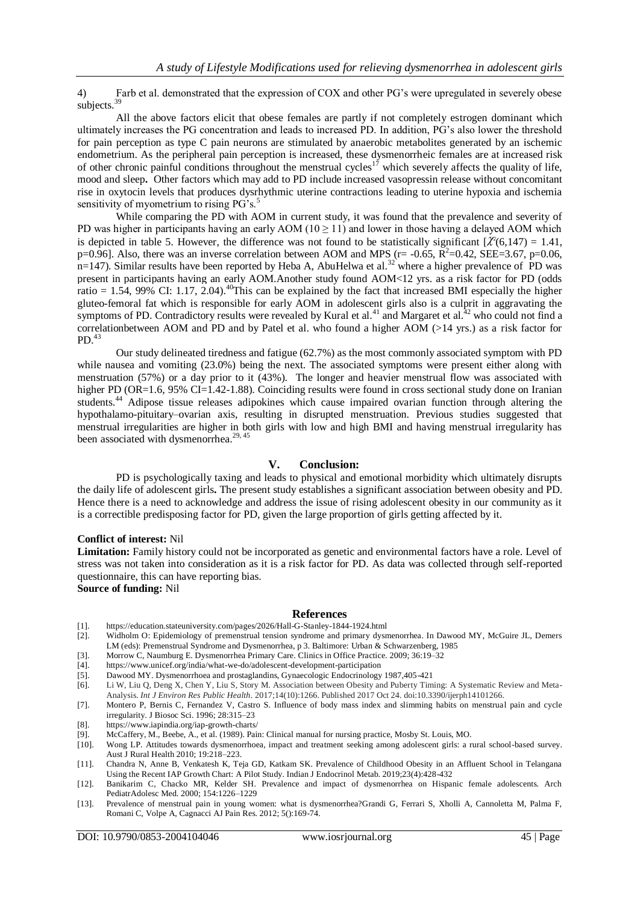4) Farb et al. demonstrated that the expression of COX and other PG's were upregulated in severely obese subjects.[39]

All the above factors elicit that obese females are partly if not completely estrogen dominant which ultimately increases the PG concentration and leads to increased PD. In addition, PG's also lower the threshold for pain perception as type C pain neurons are stimulated by anaerobic metabolites generated by an ischemic endometrium. As the peripheral pain perception is increased, these dysmenorrheic females are at increased risk of other chronic painful conditions throughout the menstrual cycles[17] which severely affects the quality of life, mood and sleep**.** Other factors which may add to PD include increased vasopressin release without concomitant rise in oxytocin levels that produces dysrhythmic uterine contractions leading to uterine hypoxia and ischemia sensitivity of myometrium to rising PG's.[5]

While comparing the PD with AOM in current study, it was found that the prevalence and severity of PD was higher in participants having an early AOM ($10 \geq 11$) and lower in those having a delayed AOM which is depicted in table 5. However, the difference was not found to be statistically significant [$\chi^2(6,147) = 1.41$, $p=0.96$]. Also, there was an inverse correlation between AOM and MPS ($r= -0.65$, $R^2=0.42$, SEE=3.67, $p=0.06$, $n=147$). Similar results have been reported by Heba A, AbuHelwa et al.[32] where a higher prevalence of PD was present in participants having an early AOM.Another study found AOM<12 yrs. as a risk factor for PD (odds ratio = 1.54, 99% CI: 1.17, 2.04).[40]This can be explained by the fact that increased BMI especially the higher gluteo-femoral fat which is responsible for early AOM in adolescent girls also is a culprit in aggravating the symptoms of PD. Contradictory results were revealed by Kural et al.[41] and Margaret et al.[42] who could not find a correlationbetween AOM and PD and by Patel et al. who found a higher AOM (>14 yrs.) as a risk factor for PD.[43]

Our study delineated tiredness and fatigue (62.7%) as the most commonly associated symptom with PD while nausea and vomiting (23.0%) being the next. The associated symptoms were present either along with menstruation (57%) or a day prior to it (43%). The longer and heavier menstrual flow was associated with higher PD (OR=1.6, 95% CI=1.42-1.88). Coinciding results were found in cross sectional study done on Iranian students.[44] Adipose tissue releases adipokines which cause impaired ovarian function through altering the hypothalamo-pituitary–ovarian axis, resulting in disrupted menstruation. Previous studies suggested that menstrual irregularities are higher in both girls with low and high BMI and having menstrual irregularity has been associated with dysmenorrhea.[29, 45]

## V. Conclusion:

PD is psychologically taxing and leads to physical and emotional morbidity which ultimately disrupts the daily life of adolescent girls**.** The present study establishes a significant association between obesity and PD. Hence there is a need to acknowledge and address the issue of rising adolescent obesity in our community as it is a correctible predisposing factor for PD, given the large proportion of girls getting affected by it.

**Conflict of interest:** Nil

**Limitation:** Family history could not be incorporated as genetic and environmental factors have a role. Level of stress was not taken into consideration as it is a risk factor for PD. As data was collected through self-reported questionnaire, this can have reporting bias.

**Source of funding:** Nil

## References

[1]. https://education.stateuniversity.com/pages/2026/Hall-G-Stanley-1844-1924.html

[2]. Widholm O: Epidemiology of premenstrual tension syndrome and primary dysmenorrhea. In Dawood MY, McGuire JL, Demers LM (eds): Premenstrual Syndrome and Dysmenorrhea, p 3. Baltimore: Urban & Schwarzenberg, 1985

[3]. Morrow C, Naumburg E. Dysmenorrhea Primary Care. Clinics in Office Practice. 2009; 36:19–32

[4]. https://www.unicef.org/india/what-we-do/adolescent-development-participation

[5]. Dawood MY. Dysmenorrhoea and prostaglandins, Gynaecologic Endocrinology 1987,405-421

[6]. Li W, Liu Q, Deng X, Chen Y, Liu S, Story M. Association between Obesity and Puberty Timing: A Systematic Review and Meta-Analysis. *Int J Environ Res Public Health*. 2017;14(10):1266. Published 2017 Oct 24. doi:10.3390/ijerph14101266.

[7]. Montero P, Bernis C, Fernandez V, Castro S. Influence of body mass index and slimming habits on menstrual pain and cycle irregularity. J Biosoc Sci. 1996; 28:315–23

[8]. https://www.iapindia.org/iap-growth-charts/

[9]. McCaffery, M., Beebe, A., et al. (1989). Pain: Clinical manual for nursing practice, Mosby St. Louis, MO.

[10]. Wong LP. Attitudes towards dysmenorrhoea, impact and treatment seeking among adolescent girls: a rural school-based survey. Aust J Rural Health 2010; 19:218–223.

[11]. Chandra N, Anne B, Venkatesh K, Teja GD, Katkam SK. Prevalence of Childhood Obesity in an Affluent School in Telangana Using the Recent IAP Growth Chart: A Pilot Study. Indian J Endocrinol Metab. 2019;23(4):428-432

[12]. Banikarim C, Chacko MR, Kelder SH. Prevalence and impact of dysmenorrhea on Hispanic female adolescents. Arch PediatrAdolesc Med. 2000; 154:1226–1229

[13]. Prevalence of menstrual pain in young women: what is dysmenorrhea?Grandi G, Ferrari S, Xholli A, Cannoletta M, Palma F, Romani C, Volpe A, Cagnacci AJ Pain Res. 2012; 5():169-74.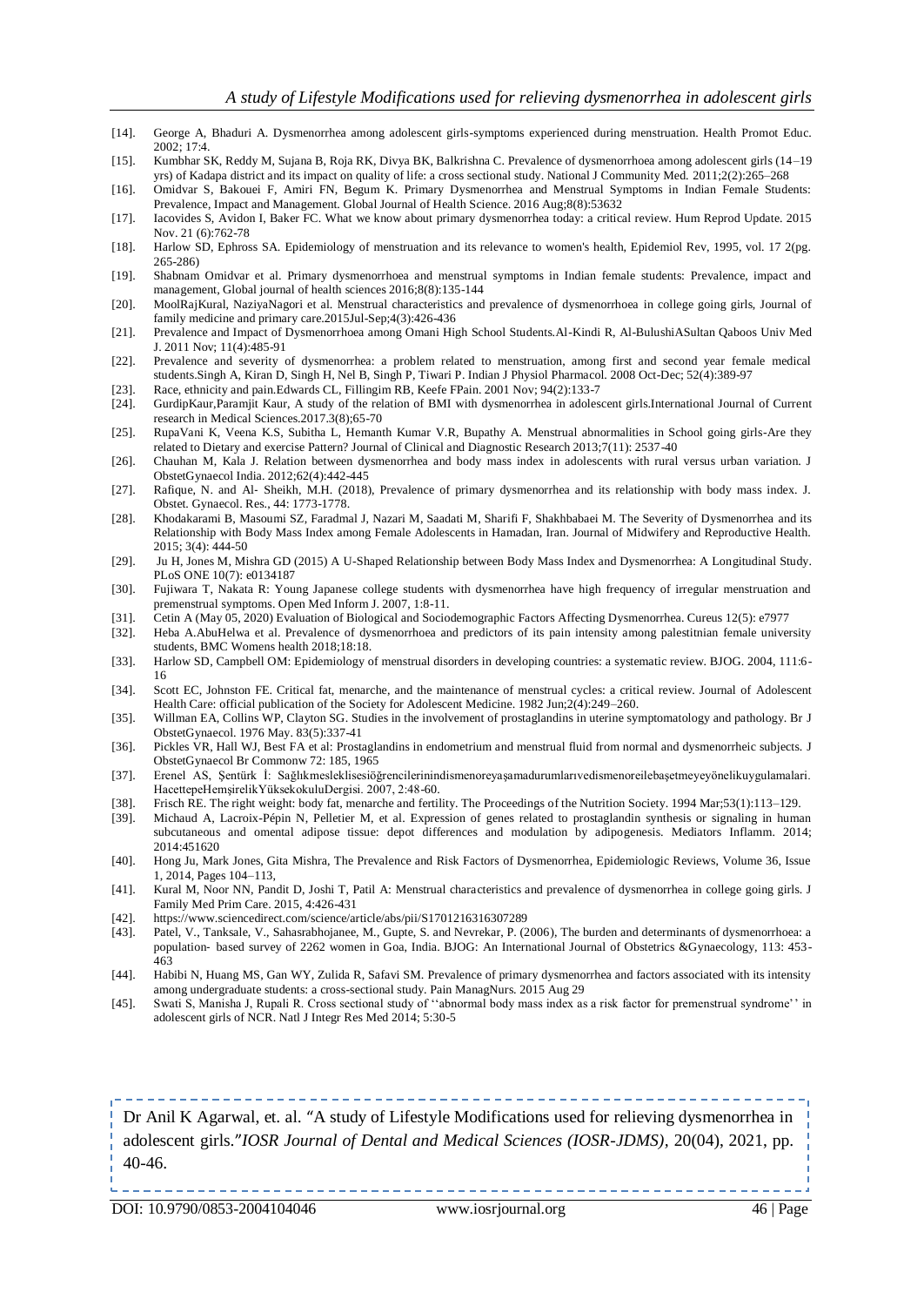[14]. George A, Bhaduri A. Dysmenorrhea among adolescent girls-symptoms experienced during menstruation. Health Promot Educ. 2002; 17:4.

[15]. Kumbhar SK, Reddy M, Sujana B, Roja RK, Divya BK, Balkrishna C. Prevalence of dysmenorrhoea among adolescent girls (14–19 yrs) of Kadapa district and its impact on quality of life: a cross sectional study. National J Community Med. 2011;2(2):265–268

[16]. Omidvar S, Bakouei F, Amiri FN, Begum K. Primary Dysmenorrhea and Menstrual Symptoms in Indian Female Students: Prevalence, Impact and Management. Global Journal of Health Science. 2016 Aug;8(8):53632

[17]. Iacovides S, Avidon I, Baker FC. What we know about primary dysmenorrhea today: a critical review. Hum Reprod Update. 2015 Nov. 21 (6):762-78

[18]. Harlow SD, Ephross SA. Epidemiology of menstruation and its relevance to women's health, Epidemiol Rev, 1995, vol. 17 2(pg. 265-286)

[19]. Shabnam Omidvar et al. Primary dysmenorrhoea and menstrual symptoms in Indian female students: Prevalence, impact and management, Global journal of health sciences 2016;8(8):135-144

[20]. MoolRajKural, NaziyaNagori et al. Menstrual characteristics and prevalence of dysmenorrhoea in college going girls, Journal of family medicine and primary care.2015Jul-Sep;4(3):426-436

[21]. Prevalence and Impact of Dysmenorrhoea among Omani High School Students.Al-Kindi R, Al-BulushiASultan Qaboos Univ Med J. 2011 Nov; 11(4):485-91

[22]. Prevalence and severity of dysmenorrhea: a problem related to menstruation, among first and second year female medical students.Singh A, Kiran D, Singh H, Nel B, Singh P, Tiwari P. Indian J Physiol Pharmacol. 2008 Oct-Dec; 52(4):389-97

[23]. Race, ethnicity and pain.Edwards CL, Fillingim RB, Keefe FPain. 2001 Nov; 94(2):133-7

[24]. GurdipKaur,Paramjit Kaur, A study of the relation of BMI with dysmenorrhea in adolescent girls.International Journal of Current research in Medical Sciences.2017.3(8);65-70

[25]. RupaVani K, Veena K.S, Subitha L, Hemanth Kumar V.R, Bupathy A. Menstrual abnormalities in School going girls-Are they related to Dietary and exercise Pattern? Journal of Clinical and Diagnostic Research 2013;7(11): 2537-40

[26]. Chauhan M, Kala J. Relation between dysmenorrhea and body mass index in adolescents with rural versus urban variation. J ObstetGynaecol India. 2012;62(4):442-445

[27]. Rafique, N. and Al- Sheikh, M.H. (2018), Prevalence of primary dysmenorrhea and its relationship with body mass index. J. Obstet. Gynaecol. Res., 44: 1773-1778.

[28]. Khodakarami B, Masoumi SZ, Faradmal J, Nazari M, Saadati M, Sharifi F, Shakhbabaei M. The Severity of Dysmenorrhea and its Relationship with Body Mass Index among Female Adolescents in Hamadan, Iran. Journal of Midwifery and Reproductive Health. 2015; 3(4): 444-50

[29]. Ju H, Jones M, Mishra GD (2015) A U-Shaped Relationship between Body Mass Index and Dysmenorrhea: A Longitudinal Study. PLoS ONE 10(7): e0134187

[30]. Fujiwara T, Nakata R: Young Japanese college students with dysmenorrhea have high frequency of irregular menstruation and premenstrual symptoms. Open Med Inform J. 2007, 1:8-11.

[31]. Cetin A (May 05, 2020) Evaluation of Biological and Sociodemographic Factors Affecting Dysmenorrhea. Cureus 12(5): e7977

[32]. Heba A.AbuHelwa et al. Prevalence of dysmenorrhoea and predictors of its pain intensity among palestitnian female university students, BMC Womens health 2018;18:18.

[33]. Harlow SD, Campbell OM: Epidemiology of menstrual disorders in developing countries: a systematic review. BJOG. 2004, 111:6-16

[34]. Scott EC, Johnston FE. Critical fat, menarche, and the maintenance of menstrual cycles: a critical review. Journal of Adolescent Health Care: official publication of the Society for Adolescent Medicine. 1982 Jun;2(4):249–260.

[35]. Willman EA, Collins WP, Clayton SG. Studies in the involvement of prostaglandins in uterine symptomatology and pathology. Br J ObstetGynaecol. 1976 May. 83(5):337-41

[36]. Pickles VR, Hall WJ, Best FA et al: Prostaglandins in endometrium and menstrual fluid from normal and dysmenorrheic subjects. J ObstetGynaecol Br Commonw 72: 185, 1965

[37]. Erenel AS, Şentürk İ: Sağlıkmesleklisesiöğrencilerinindismenoreyaşamadurumlarıvedismenoreilebaşetmeyeyönelikuygulamaları. HacettepeHemşirelikYüksekokuluDergisi. 2007, 2:48-60.

[38]. Frisch RE. The right weight: body fat, menarche and fertility. The Proceedings of the Nutrition Society. 1994 Mar;53(1):113–129.

[39]. Michaud A, Lacroix-Pépin N, Pelletier M, et al. Expression of genes related to prostaglandin synthesis or signaling in human subcutaneous and omental adipose tissue: depot differences and modulation by adipogenesis. Mediators Inflamm. 2014; 2014:451620

[40]. Hong Ju, Mark Jones, Gita Mishra, The Prevalence and Risk Factors of Dysmenorrhea, Epidemiologic Reviews, Volume 36, Issue 1, 2014, Pages 104–113,

[41]. Kural M, Noor NN, Pandit D, Joshi T, Patil A: Menstrual characteristics and prevalence of dysmenorrhea in college going girls. J Family Med Prim Care. 2015, 4:426-431

[42]. https://www.sciencedirect.com/science/article/abs/pii/S1701216316307289

[43]. Patel, V., Tanksale, V., Sahasrabhojanee, M., Gupte, S. and Nevrekar, P. (2006), The burden and determinants of dysmenorrhoea: a population- based survey of 2262 women in Goa, India. BJOG: An International Journal of Obstetrics &Gynaecology, 113: 453-463

[44]. Habibi N, Huang MS, Gan WY, Zulida R, Safavi SM. Prevalence of primary dysmenorrhea and factors associated with its intensity among undergraduate students: a cross-sectional study. Pain ManagNurs. 2015 Aug 29

[45]. Swati S, Manisha J, Rupali R. Cross sectional study of ''abnormal body mass index as a risk factor for premenstrual syndrome'' in adolescent girls of NCR. Natl J Integr Res Med 2014; 5:30-5

Dr Anil K Agarwal, et. al. "A study of Lifestyle Modifications used for relieving dysmenorrhea in adolescent girls."*IOSR Journal of Dental and Medical Sciences (IOSR-JDMS)*, 20(04), 2021, pp. 40-46.